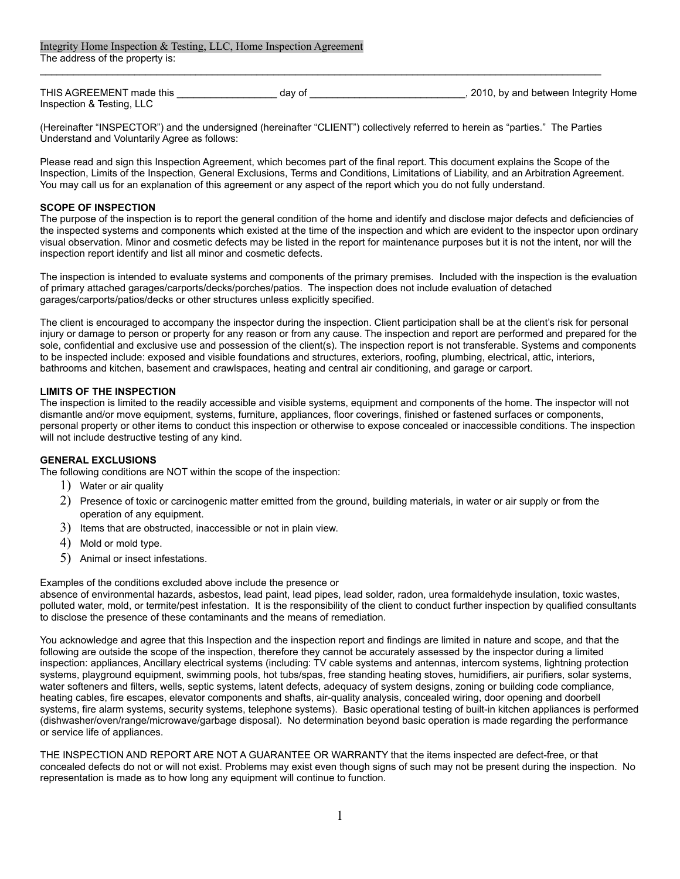Integrity Home Inspection & Testing, LLC, Home Inspection Agreement

The address of the property is:

_______________________________________________________________________________________________

THIS AGREEMENT made this __________________ day of ____________________________, 2010, by and between Integrity Home Inspection & Testing, LLC

(Hereinafter "INSPECTOR") and the undersigned (hereinafter "CLIENT") collectively referred to herein as "parties." The Parties Understand and Voluntarily Agree as follows:

Please read and sign this Inspection Agreement, which becomes part of the final report. This document explains the Scope of the Inspection, Limits of the Inspection, General Exclusions, Terms and Conditions, Limitations of Liability, and an Arbitration Agreement. You may call us for an explanation of this agreement or any aspect of the report which you do not fully understand.

**SCOPE OF INSPECTION**

The purpose of the inspection is to report the general condition of the home and identify and disclose major defects and deficiencies of the inspected systems and components which existed at the time of the inspection and which are evident to the inspector upon ordinary visual observation. Minor and cosmetic defects may be listed in the report for maintenance purposes but it is not the intent, nor will the inspection report identify and list all minor and cosmetic defects.

The inspection is intended to evaluate systems and components of the primary premises. Included with the inspection is the evaluation of primary attached garages/carports/decks/porches/patios. The inspection does not include evaluation of detached garages/carports/patios/decks or other structures unless explicitly specified.

The client is encouraged to accompany the inspector during the inspection. Client participation shall be at the client's risk for personal injury or damage to person or property for any reason or from any cause. The inspection and report are performed and prepared for the sole, confidential and exclusive use and possession of the client(s). The inspection report is not transferable. Systems and components to be inspected include: exposed and visible foundations and structures, exteriors, roofing, plumbing, electrical, attic, interiors, bathrooms and kitchen, basement and crawlspaces, heating and central air conditioning, and garage or carport.

**LIMITS OF THE INSPECTION**

The inspection is limited to the readily accessible and visible systems, equipment and components of the home. The inspector will not dismantle and/or move equipment, systems, furniture, appliances, floor coverings, finished or fastened surfaces or components, personal property or other items to conduct this inspection or otherwise to expose concealed or inaccessible conditions. The inspection will not include destructive testing of any kind.

**GENERAL EXCLUSIONS**

The following conditions are NOT within the scope of the inspection:

1) Water or air quality
2) Presence of toxic or carcinogenic matter emitted from the ground, building materials, in water or air supply or from the operation of any equipment.
3) Items that are obstructed, inaccessible or not in plain view.
4) Mold or mold type.
5) Animal or insect infestations.

Examples of the conditions excluded above include the presence or absence of environmental hazards, asbestos, lead paint, lead pipes, lead solder, radon, urea formaldehyde insulation, toxic wastes, polluted water, mold, or termite/pest infestation. It is the responsibility of the client to conduct further inspection by qualified consultants to disclose the presence of these contaminants and the means of remediation.

You acknowledge and agree that this Inspection and the inspection report and findings are limited in nature and scope, and that the following are outside the scope of the inspection, therefore they cannot be accurately assessed by the inspector during a limited inspection: appliances, Ancillary electrical systems (including: TV cable systems and antennas, intercom systems, lightning protection systems, playground equipment, swimming pools, hot tubs/spas, free standing heating stoves, humidifiers, air purifiers, solar systems, water softeners and filters, wells, septic systems, latent defects, adequacy of system designs, zoning or building code compliance, heating cables, fire escapes, elevator components and shafts, air-quality analysis, concealed wiring, door opening and doorbell systems, fire alarm systems, security systems, telephone systems). Basic operational testing of built-in kitchen appliances is performed (dishwasher/oven/range/microwave/garbage disposal). No determination beyond basic operation is made regarding the performance or service life of appliances.

THE INSPECTION AND REPORT ARE NOT A GUARANTEE OR WARRANTY that the items inspected are defect-free, or that concealed defects do not or will not exist. Problems may exist even though signs of such may not be present during the inspection. No representation is made as to how long any equipment will continue to function.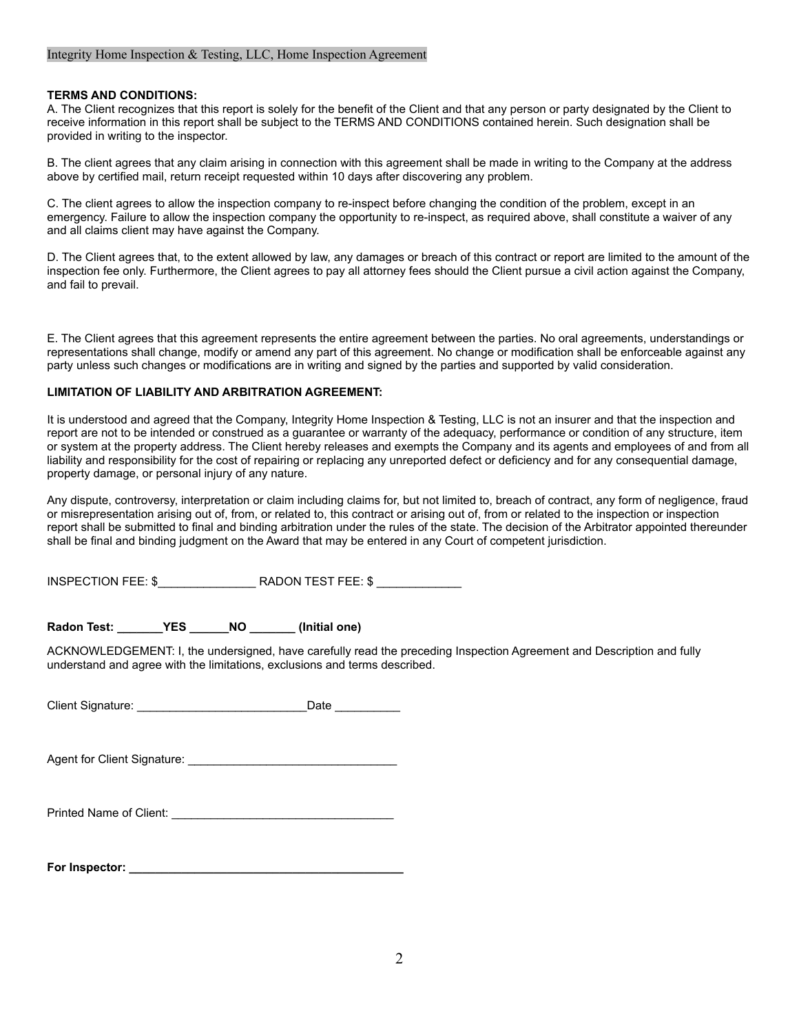**TERMS AND CONDITIONS:**

A. The Client recognizes that this report is solely for the benefit of the Client and that any person or party designated by the Client to receive information in this report shall be subject to the TERMS AND CONDITIONS contained herein. Such designation shall be provided in writing to the inspector.

B. The client agrees that any claim arising in connection with this agreement shall be made in writing to the Company at the address above by certified mail, return receipt requested within 10 days after discovering any problem.

C. The client agrees to allow the inspection company to re-inspect before changing the condition of the problem, except in an emergency. Failure to allow the inspection company the opportunity to re-inspect, as required above, shall constitute a waiver of any and all claims client may have against the Company.

D. The Client agrees that, to the extent allowed by law, any damages or breach of this contract or report are limited to the amount of the inspection fee only. Furthermore, the Client agrees to pay all attorney fees should the Client pursue a civil action against the Company, and fail to prevail.

E. The Client agrees that this agreement represents the entire agreement between the parties. No oral agreements, understandings or representations shall change, modify or amend any part of this agreement. No change or modification shall be enforceable against any party unless such changes or modifications are in writing and signed by the parties and supported by valid consideration.

**LIMITATION OF LIABILITY AND ARBITRATION AGREEMENT:**

It is understood and agreed that the Company, Integrity Home Inspection & Testing, LLC is not an insurer and that the inspection and report are not to be intended or construed as a guarantee or warranty of the adequacy, performance or condition of any structure, item or system at the property address. The Client hereby releases and exempts the Company and its agents and employees of and from all liability and responsibility for the cost of repairing or replacing any unreported defect or deficiency and for any consequential damage, property damage, or personal injury of any nature.

Any dispute, controversy, interpretation or claim including claims for, but not limited to, breach of contract, any form of negligence, fraud or misrepresentation arising out of, from, or related to, this contract or arising out of, from or related to the inspection or inspection report shall be submitted to final and binding arbitration under the rules of the state. The decision of the Arbitrator appointed thereunder shall be final and binding judgment on the Award that may be entered in any Court of competent jurisdiction.

INSPECTION FEE: $_______________ RADON TEST FEE: $ _____________

**Radon Test: _______YES ______NO _______ (Initial one)**

ACKNOWLEDGEMENT: I, the undersigned, have carefully read the preceding Inspection Agreement and Description and fully understand and agree with the limitations, exclusions and terms described.

Client Signature: __________________________Date __________

Agent for Client Signature: ________________________________

Printed Name of Client: __________________________________

**For Inspector: __________________________________________**